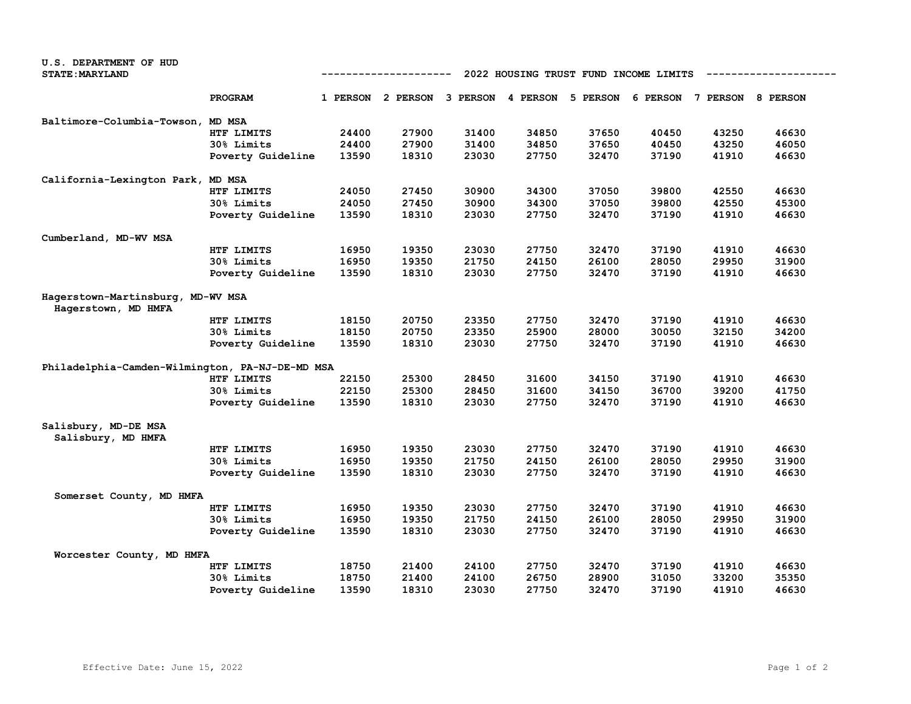U.S. DEPARTMENT OF HUD
STATE:MARYLAND

# 2022 HOUSING TRUST FUND INCOME LIMITS

| | PROGRAM | 1 PERSON | 2 PERSON | 3 PERSON | 4 PERSON | 5 PERSON | 6 PERSON | 7 PERSON | 8 PERSON |
|---|---|---|---|---|---|---|---|---|---|
| Baltimore-Columbia-Towson, MD MSA | | | | | | | | | |
| | HTF LIMITS | 24400 | 27900 | 31400 | 34850 | 37650 | 40450 | 43250 | 46630 |
| | 30% Limits | 24400 | 27900 | 31400 | 34850 | 37650 | 40450 | 43250 | 46050 |
| | Poverty Guideline | 13590 | 18310 | 23030 | 27750 | 32470 | 37190 | 41910 | 46630 |
| California-Lexington Park, MD MSA | | | | | | | | | |
| | HTF LIMITS | 24050 | 27450 | 30900 | 34300 | 37050 | 39800 | 42550 | 46630 |
| | 30% Limits | 24050 | 27450 | 30900 | 34300 | 37050 | 39800 | 42550 | 45300 |
| | Poverty Guideline | 13590 | 18310 | 23030 | 27750 | 32470 | 37190 | 41910 | 46630 |
| Cumberland, MD-WV MSA | | | | | | | | | |
| | HTF LIMITS | 16950 | 19350 | 23030 | 27750 | 32470 | 37190 | 41910 | 46630 |
| | 30% Limits | 16950 | 19350 | 21750 | 24150 | 26100 | 28050 | 29950 | 31900 |
| | Poverty Guideline | 13590 | 18310 | 23030 | 27750 | 32470 | 37190 | 41910 | 46630 |
| Hagerstown-Martinsburg, MD-WV MSA<br>Hagerstown, MD HMFA | | | | | | | | | |
| | HTF LIMITS | 18150 | 20750 | 23350 | 27750 | 32470 | 37190 | 41910 | 46630 |
| | 30% Limits | 18150 | 20750 | 23350 | 25900 | 28000 | 30050 | 32150 | 34200 |
| | Poverty Guideline | 13590 | 18310 | 23030 | 27750 | 32470 | 37190 | 41910 | 46630 |
| Philadelphia-Camden-Wilmington, PA-NJ-DE-MD MSA | | | | | | | | | |
| | HTF LIMITS | 22150 | 25300 | 28450 | 31600 | 34150 | 37190 | 41910 | 46630 |
| | 30% Limits | 22150 | 25300 | 28450 | 31600 | 34150 | 36700 | 39200 | 41750 |
| | Poverty Guideline | 13590 | 18310 | 23030 | 27750 | 32470 | 37190 | 41910 | 46630 |
| Salisbury, MD-DE MSA<br>Salisbury, MD HMFA | | | | | | | | | |
| | HTF LIMITS | 16950 | 19350 | 23030 | 27750 | 32470 | 37190 | 41910 | 46630 |
| | 30% Limits | 16950 | 19350 | 21750 | 24150 | 26100 | 28050 | 29950 | 31900 |
| | Poverty Guideline | 13590 | 18310 | 23030 | 27750 | 32470 | 37190 | 41910 | 46630 |
| Somerset County, MD HMFA | | | | | | | | | |
| | HTF LIMITS | 16950 | 19350 | 23030 | 27750 | 32470 | 37190 | 41910 | 46630 |
| | 30% Limits | 16950 | 19350 | 21750 | 24150 | 26100 | 28050 | 29950 | 31900 |
| | Poverty Guideline | 13590 | 18310 | 23030 | 27750 | 32470 | 37190 | 41910 | 46630 |
| Worcester County, MD HMFA | | | | | | | | | |
| | HTF LIMITS | 18750 | 21400 | 24100 | 27750 | 32470 | 37190 | 41910 | 46630 |
| | 30% Limits | 18750 | 21400 | 24100 | 26750 | 28900 | 31050 | 33200 | 35350 |
| | Poverty Guideline | 13590 | 18310 | 23030 | 27750 | 32470 | 37190 | 41910 | 46630 |

Effective Date: June 15, 2022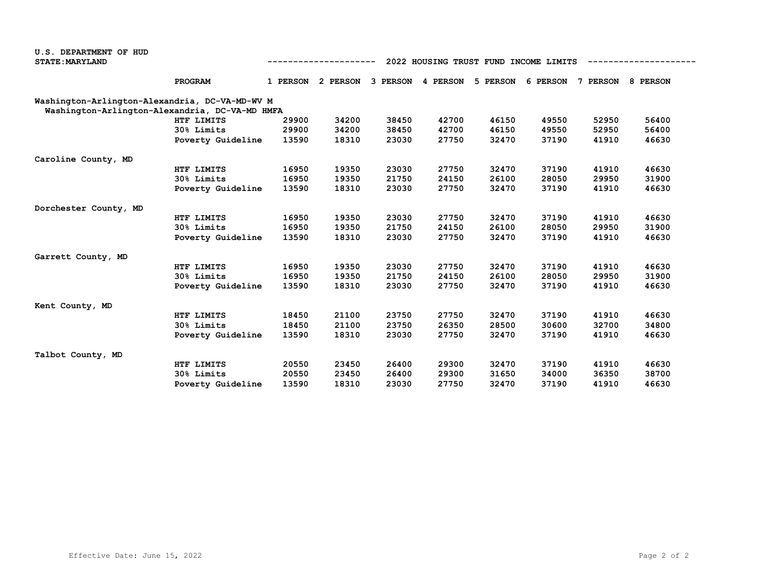U.S. DEPARTMENT OF HUD
STATE:MARYLAND

## 2022 HOUSING TRUST FUND INCOME LIMITS

| | PROGRAM | 1 PERSON | 2 PERSON | 3 PERSON | 4 PERSON | 5 PERSON | 6 PERSON | 7 PERSON | 8 PERSON |
|---|---|---|---|---|---|---|---|---|---|
| **Washington-Arlington-Alexandria, DC-VA-MD-WV M** | | | | | | | | | |
| **Washington-Arlington-Alexandria, DC-VA-MD HMFA** | | | | | | | | | |
| | HTF LIMITS | 29900 | 34200 | 38450 | 42700 | 46150 | 49550 | 52950 | 56400 |
| | 30% Limits | 29900 | 34200 | 38450 | 42700 | 46150 | 49550 | 52950 | 56400 |
| | Poverty Guideline | 13590 | 18310 | 23030 | 27750 | 32470 | 37190 | 41910 | 46630 |
| **Caroline County, MD** | | | | | | | | | |
| | HTF LIMITS | 16950 | 19350 | 23030 | 27750 | 32470 | 37190 | 41910 | 46630 |
| | 30% Limits | 16950 | 19350 | 21750 | 24150 | 26100 | 28050 | 29950 | 31900 |
| | Poverty Guideline | 13590 | 18310 | 23030 | 27750 | 32470 | 37190 | 41910 | 46630 |
| **Dorchester County, MD** | | | | | | | | | |
| | HTF LIMITS | 16950 | 19350 | 23030 | 27750 | 32470 | 37190 | 41910 | 46630 |
| | 30% Limits | 16950 | 19350 | 21750 | 24150 | 26100 | 28050 | 29950 | 31900 |
| | Poverty Guideline | 13590 | 18310 | 23030 | 27750 | 32470 | 37190 | 41910 | 46630 |
| **Garrett County, MD** | | | | | | | | | |
| | HTF LIMITS | 16950 | 19350 | 23030 | 27750 | 32470 | 37190 | 41910 | 46630 |
| | 30% Limits | 16950 | 19350 | 21750 | 24150 | 26100 | 28050 | 29950 | 31900 |
| | Poverty Guideline | 13590 | 18310 | 23030 | 27750 | 32470 | 37190 | 41910 | 46630 |
| **Kent County, MD** | | | | | | | | | |
| | HTF LIMITS | 18450 | 21100 | 23750 | 27750 | 32470 | 37190 | 41910 | 46630 |
| | 30% Limits | 18450 | 21100 | 23750 | 26350 | 28500 | 30600 | 32700 | 34800 |
| | Poverty Guideline | 13590 | 18310 | 23030 | 27750 | 32470 | 37190 | 41910 | 46630 |
| **Talbot County, MD** | | | | | | | | | |
| | HTF LIMITS | 20550 | 23450 | 26400 | 29300 | 32470 | 37190 | 41910 | 46630 |
| | 30% Limits | 20550 | 23450 | 26400 | 29300 | 31650 | 34000 | 36350 | 38700 |
| | Poverty Guideline | 13590 | 18310 | 23030 | 27750 | 32470 | 37190 | 41910 | 46630 |

Effective Date: June 15, 2022